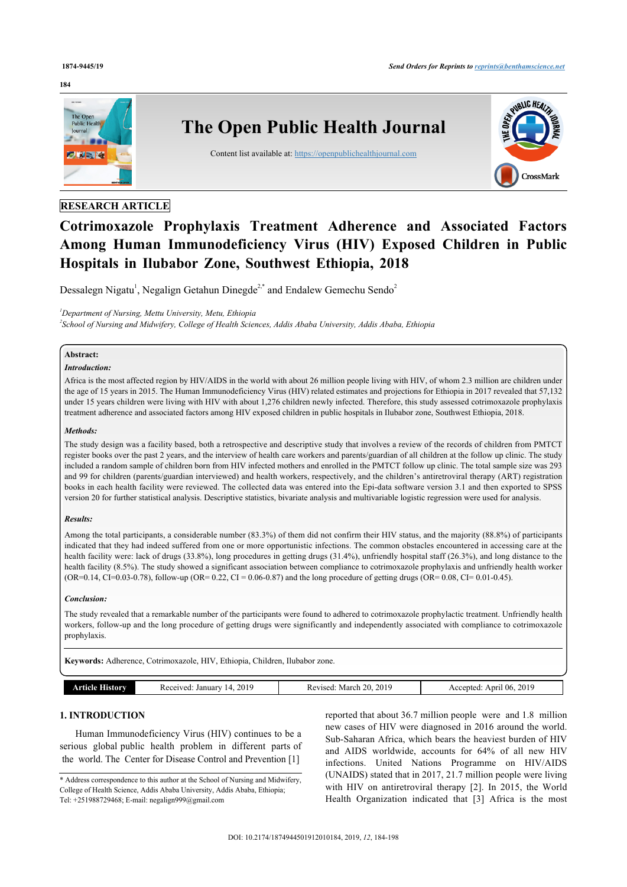RESEARCH ARTICLE

# Cotrimoxazole Prophylaxis Treatment Adherence and Associated Factors Among Human Immunodeficiency Virus (HIV) Exposed Children in Public Hospitals in Ilubabor Zone, Southwest Ethiopia, 2018

Dessalegn Nigatu[1], Negalign Getahun Dinegde[2,*] and Endalew Gemechu Sendo[2]

*[1]Department of Nursing, Mettu University, Metu, Ethiopia*
*[2]School of Nursing and Midwifery, College of Health Sciences, Addis Ababa University, Addis Ababa, Ethiopia*

**Abstract:**

***Introduction:***

Africa is the most affected region by HIV/AIDS in the world with about 26 million people living with HIV, of whom 2.3 million are children under the age of 15 years in 2015. The Human Immunodeficiency Virus (HIV) related estimates and projections for Ethiopia in 2017 revealed that 57,132 under 15 years children were living with HIV with about 1,276 children newly infected. Therefore, this study assessed cotrimoxazole prophylaxis treatment adherence and associated factors among HIV exposed children in public hospitals in Ilubabor zone, Southwest Ethiopia, 2018.

***Methods:***

The study design was a facility based, both a retrospective and descriptive study that involves a review of the records of children from PMTCT register books over the past 2 years, and the interview of health care workers and parents/guardian of all children at the follow up clinic. The study included a random sample of children born from HIV infected mothers and enrolled in the PMTCT follow up clinic. The total sample size was 293 and 99 for children (parents/guardian interviewed) and health workers, respectively, and the children's antiretroviral therapy (ART) registration books in each health facility were reviewed. The collected data was entered into the Epi-data software version 3.1 and then exported to SPSS version 20 for further statistical analysis. Descriptive statistics, bivariate analysis and multivariable logistic regression were used for analysis.

***Results:***

Among the total participants, a considerable number (83.3%) of them did not confirm their HIV status, and the majority (88.8%) of participants indicated that they had indeed suffered from one or more opportunistic infections. The common obstacles encountered in accessing care at the health facility were: lack of drugs (33.8%), long procedures in getting drugs (31.4%), unfriendly hospital staff (26.3%), and long distance to the health facility (8.5%). The study showed a significant association between compliance to cotrimoxazole prophylaxis and unfriendly health worker (OR=0.14, CI=0.03-0.78), follow-up (OR= 0.22, CI = 0.06-0.87) and the long procedure of getting drugs (OR= 0.08, CI= 0.01-0.45).

***Conclusion:***

The study revealed that a remarkable number of the participants were found to adhered to cotrimoxazole prophylactic treatment. Unfriendly health workers, follow-up and the long procedure of getting drugs were significantly and independently associated with compliance to cotrimoxazole prophylaxis.

**Keywords:** Adherence, Cotrimoxazole, HIV, Ethiopia, Children, Ilubabor zone.

| Article History | Received: January 14, 2019 | Revised: March 20, 2019 | Accepted: April 06, 2019 |
|---|---|---|---|

## 1. INTRODUCTION

Human Immunodeficiency Virus (HIV) continues to be a serious global public health problem in different parts of the world. The Center for Disease Control and Prevention [1] reported that about 36.7 million people were and 1.8 million new cases of HIV were diagnosed in 2016 around the world. Sub-Saharan Africa, which bears the heaviest burden of HIV and AIDS worldwide, accounts for 64% of all new HIV infections. United Nations Programme on HIV/AIDS (UNAIDS) stated that in 2017, 21.7 million people were living with HIV on antiretroviral therapy [2]. In 2015, the World Health Organization indicated that [3] Africa is the most

\* Address correspondence to this author at the School of Nursing and Midwifery, College of Health Science, Addis Ababa University, Addis Ababa, Ethiopia; Tel: +251988729468; E-mail: negalign999@gmail.com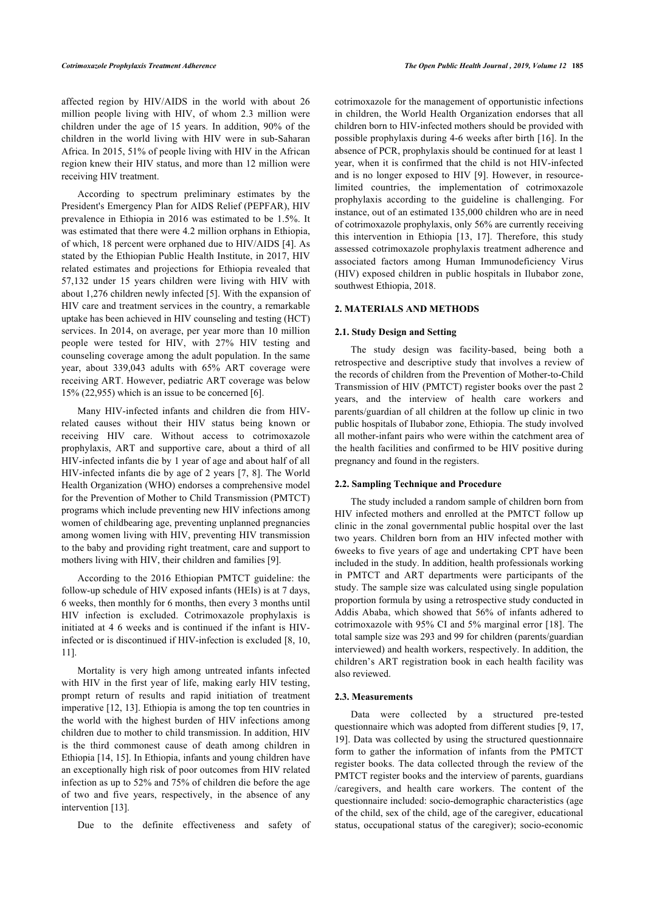affected region by HIV/AIDS in the world with about 26 million people living with HIV, of whom 2.3 million were children under the age of 15 years. In addition, 90% of the children in the world living with HIV were in sub-Saharan Africa. In 2015, 51% of people living with HIV in the African region knew their HIV status, and more than 12 million were receiving HIV treatment.

According to spectrum preliminary estimates by the President's Emergency Plan for AIDS Relief (PEPFAR), HIV prevalence in Ethiopia in 2016 was estimated to be 1.5%. It was estimated that there were 4.2 million orphans in Ethiopia, of which, 18 percent were orphaned due to HIV/AIDS [4]. As stated by the Ethiopian Public Health Institute, in 2017, HIV related estimates and projections for Ethiopia revealed that 57,132 under 15 years children were living with HIV with about 1,276 children newly infected [5]. With the expansion of HIV care and treatment services in the country, a remarkable uptake has been achieved in HIV counseling and testing (HCT) services. In 2014, on average, per year more than 10 million people were tested for HIV, with 27% HIV testing and counseling coverage among the adult population. In the same year, about 339,043 adults with 65% ART coverage were receiving ART. However, pediatric ART coverage was below 15% (22,955) which is an issue to be concerned [6].

Many HIV-infected infants and children die from HIV-related causes without their HIV status being known or receiving HIV care. Without access to cotrimoxazole prophylaxis, ART and supportive care, about a third of all HIV-infected infants die by 1 year of age and about half of all HIV-infected infants die by age of 2 years [7, 8]. The World Health Organization (WHO) endorses a comprehensive model for the Prevention of Mother to Child Transmission (PMTCT) programs which include preventing new HIV infections among women of childbearing age, preventing unplanned pregnancies among women living with HIV, preventing HIV transmission to the baby and providing right treatment, care and support to mothers living with HIV, their children and families [9].

According to the 2016 Ethiopian PMTCT guideline: the follow-up schedule of HIV exposed infants (HEIs) is at 7 days, 6 weeks, then monthly for 6 months, then every 3 months until HIV infection is excluded. Cotrimoxazole prophylaxis is initiated at 4 6 weeks and is continued if the infant is HIV-infected or is discontinued if HIV-infection is excluded [8, 10, 11].

Mortality is very high among untreated infants infected with HIV in the first year of life, making early HIV testing, prompt return of results and rapid initiation of treatment imperative [12, 13]. Ethiopia is among the top ten countries in the world with the highest burden of HIV infections among children due to mother to child transmission. In addition, HIV is the third commonest cause of death among children in Ethiopia [14, 15]. In Ethiopia, infants and young children have an exceptionally high risk of poor outcomes from HIV related infection as up to 52% and 75% of children die before the age of two and five years, respectively, in the absence of any intervention [13].

Due to the definite effectiveness and safety of cotrimoxazole for the management of opportunistic infections in children, the World Health Organization endorses that all children born to HIV-infected mothers should be provided with possible prophylaxis during 4-6 weeks after birth [16]. In the absence of PCR, prophylaxis should be continued for at least 1 year, when it is confirmed that the child is not HIV-infected and is no longer exposed to HIV [9]. However, in resource-limited countries, the implementation of cotrimoxazole prophylaxis according to the guideline is challenging. For instance, out of an estimated 135,000 children who are in need of cotrimoxazole prophylaxis, only 56% are currently receiving this intervention in Ethiopia [13, 17]. Therefore, this study assessed cotrimoxazole prophylaxis treatment adherence and associated factors among Human Immunodeficiency Virus (HIV) exposed children in public hospitals in Ilubabor zone, southwest Ethiopia, 2018.

## 2. MATERIALS AND METHODS

### 2.1. Study Design and Setting

The study design was facility-based, being both a retrospective and descriptive study that involves a review of the records of children from the Prevention of Mother-to-Child Transmission of HIV (PMTCT) register books over the past 2 years, and the interview of health care workers and parents/guardian of all children at the follow up clinic in two public hospitals of Ilubabor zone, Ethiopia. The study involved all mother-infant pairs who were within the catchment area of the health facilities and confirmed to be HIV positive during pregnancy and found in the registers.

### 2.2. Sampling Technique and Procedure

The study included a random sample of children born from HIV infected mothers and enrolled at the PMTCT follow up clinic in the zonal governmental public hospital over the last two years. Children born from an HIV infected mother with 6weeks to five years of age and undertaking CPT have been included in the study. In addition, health professionals working in PMTCT and ART departments were participants of the study. The sample size was calculated using single population proportion formula by using a retrospective study conducted in Addis Ababa, which showed that 56% of infants adhered to cotrimoxazole with 95% CI and 5% marginal error [18]. The total sample size was 293 and 99 for children (parents/guardian interviewed) and health workers, respectively. In addition, the children's ART registration book in each health facility was also reviewed.

### 2.3. Measurements

Data were collected by a structured pre-tested questionnaire which was adopted from different studies [9, 17, 19]. Data was collected by using the structured questionnaire form to gather the information of infants from the PMTCT register books. The data collected through the review of the PMTCT register books and the interview of parents, guardians /caregivers, and health care workers. The content of the questionnaire included: socio-demographic characteristics (age of the child, sex of the child, age of the caregiver, educational status, occupational status of the caregiver); socio-economic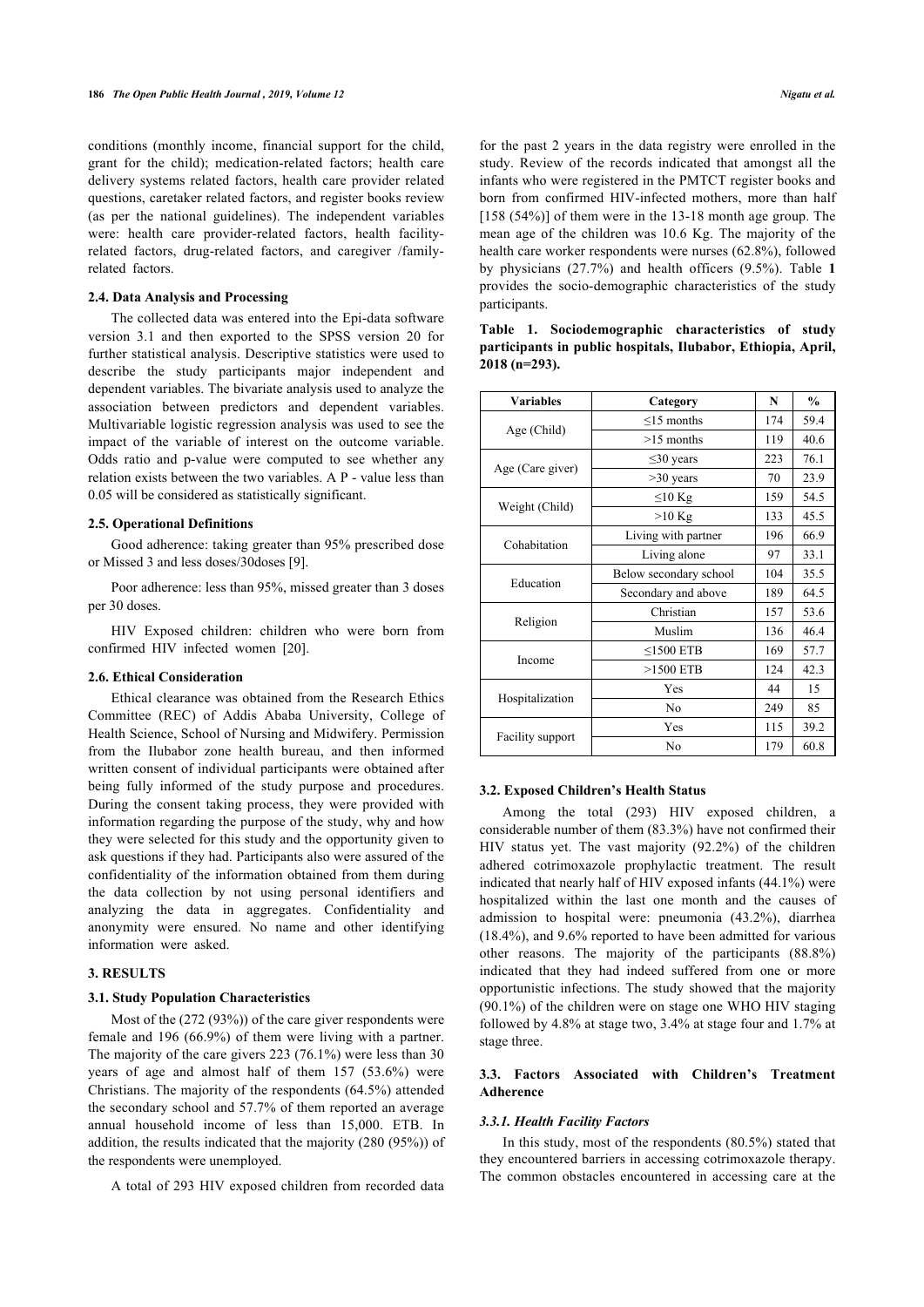conditions (monthly income, financial support for the child, grant for the child); medication-related factors; health care delivery systems related factors, health care provider related questions, caretaker related factors, and register books review (as per the national guidelines). The independent variables were: health care provider-related factors, health facility-related factors, drug-related factors, and caregiver /family-related factors.

### 2.4. Data Analysis and Processing

The collected data was entered into the Epi-data software version 3.1 and then exported to the SPSS version 20 for further statistical analysis. Descriptive statistics were used to describe the study participants major independent and dependent variables. The bivariate analysis used to analyze the association between predictors and dependent variables. Multivariable logistic regression analysis was used to see the impact of the variable of interest on the outcome variable. Odds ratio and p-value were computed to see whether any relation exists between the two variables. A P - value less than 0.05 will be considered as statistically significant.

### 2.5. Operational Definitions

Good adherence: taking greater than 95% prescribed dose or Missed 3 and less doses/30doses [9].

Poor adherence: less than 95%, missed greater than 3 doses per 30 doses.

HIV Exposed children: children who were born from confirmed HIV infected women [20].

### 2.6. Ethical Consideration

Ethical clearance was obtained from the Research Ethics Committee (REC) of Addis Ababa University, College of Health Science, School of Nursing and Midwifery. Permission from the Ilubabor zone health bureau, and then informed written consent of individual participants were obtained after being fully informed of the study purpose and procedures. During the consent taking process, they were provided with information regarding the purpose of the study, why and how they were selected for this study and the opportunity given to ask questions if they had. Participants also were assured of the confidentiality of the information obtained from them during the data collection by not using personal identifiers and analyzing the data in aggregates. Confidentiality and anonymity were ensured. No name and other identifying information were asked.

## 3. RESULTS

### 3.1. Study Population Characteristics

Most of the (272 (93%)) of the care giver respondents were female and 196 (66.9%) of them were living with a partner. The majority of the care givers 223 (76.1%) were less than 30 years of age and almost half of them 157 (53.6%) were Christians. The majority of the respondents (64.5%) attended the secondary school and 57.7% of them reported an average annual household income of less than 15,000. ETB. In addition, the results indicated that the majority (280 (95%)) of the respondents were unemployed.

A total of 293 HIV exposed children from recorded data for the past 2 years in the data registry were enrolled in the study. Review of the records indicated that amongst all the infants who were registered in the PMTCT register books and born from confirmed HIV-infected mothers, more than half [158 (54%)] of them were in the 13-18 month age group. The mean age of the children was 10.6 Kg. The majority of the health care worker respondents were nurses (62.8%), followed by physicians (27.7%) and health officers (9.5%). Table **1** provides the socio-demographic characteristics of the study participants.

**Table 1. Sociodemographic characteristics of study participants in public hospitals, Ilubabor, Ethiopia, April, 2018 (n=293).**

| Variables | Category | N | % |
|---|---|---|---|
| Age (Child) | ≤15 months | 174 | 59.4 |
| | >15 months | 119 | 40.6 |
| Age (Care giver) | ≤30 years | 223 | 76.1 |
| | >30 years | 70 | 23.9 |
| Weight (Child) | ≤10 Kg | 159 | 54.5 |
| | >10 Kg | 133 | 45.5 |
| Cohabitation | Living with partner | 196 | 66.9 |
| | Living alone | 97 | 33.1 |
| Education | Below secondary school | 104 | 35.5 |
| | Secondary and above | 189 | 64.5 |
| Religion | Christian | 157 | 53.6 |
| | Muslim | 136 | 46.4 |
| Income | ≤1500 ETB | 169 | 57.7 |
| | >1500 ETB | 124 | 42.3 |
| Hospitalization | Yes | 44 | 15 |
| | No | 249 | 85 |
| Facility support | Yes | 115 | 39.2 |
| | No | 179 | 60.8 |

### 3.2. Exposed Children's Health Status

Among the total (293) HIV exposed children, a considerable number of them (83.3%) have not confirmed their HIV status yet. The vast majority (92.2%) of the children adhered cotrimoxazole prophylactic treatment. The result indicated that nearly half of HIV exposed infants (44.1%) were hospitalized within the last one month and the causes of admission to hospital were: pneumonia (43.2%), diarrhea (18.4%), and 9.6% reported to have been admitted for various other reasons. The majority of the participants (88.8%) indicated that they had indeed suffered from one or more opportunistic infections. The study showed that the majority (90.1%) of the children were on stage one WHO HIV staging followed by 4.8% at stage two, 3.4% at stage four and 1.7% at stage three.

### 3.3. Factors Associated with Children's Treatment Adherence

#### *3.3.1. Health Facility Factors*

In this study, most of the respondents (80.5%) stated that they encountered barriers in accessing cotrimoxazole therapy. The common obstacles encountered in accessing care at the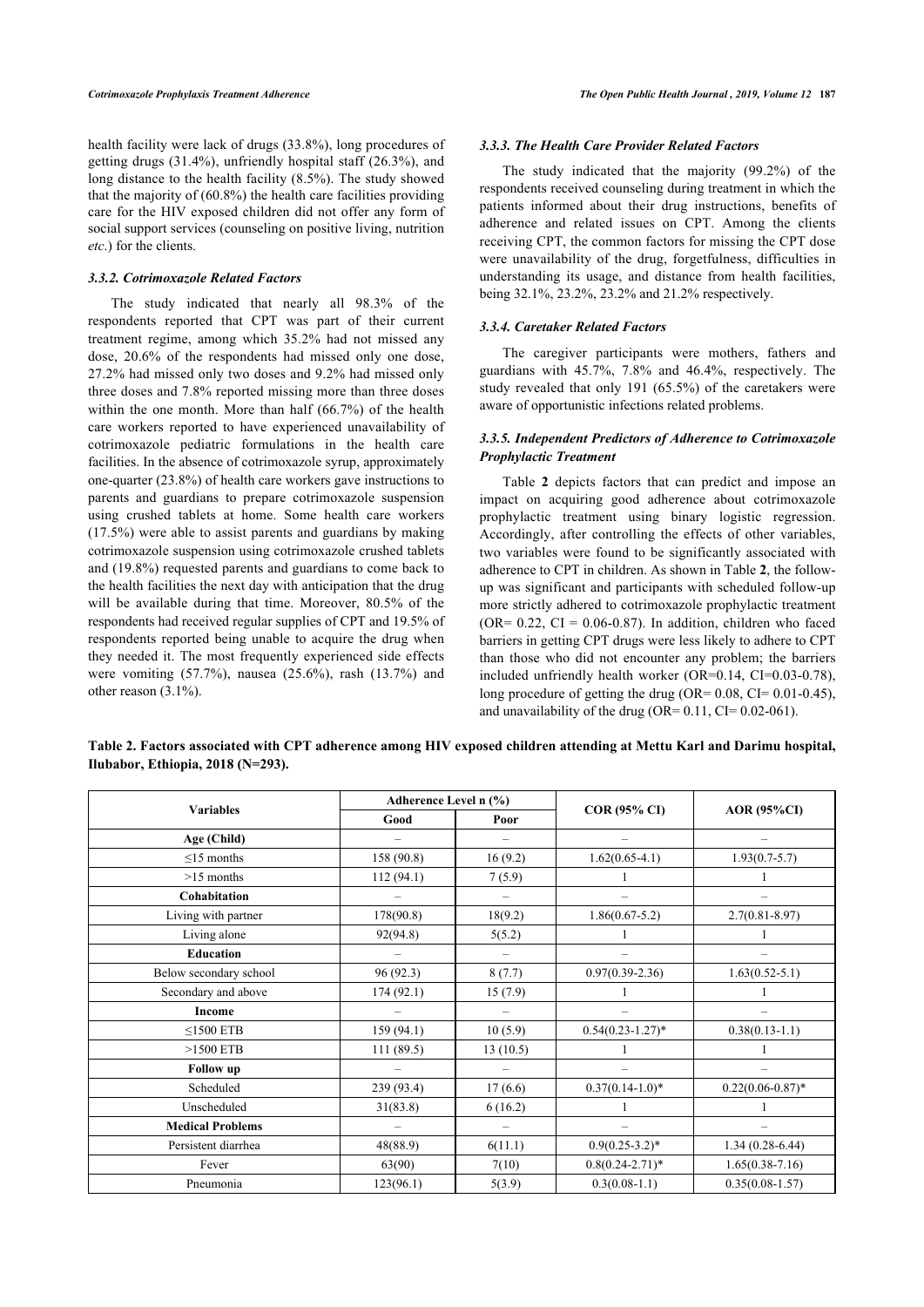health facility were lack of drugs (33.8%), long procedures of getting drugs (31.4%), unfriendly hospital staff (26.3%), and long distance to the health facility (8.5%). The study showed that the majority of (60.8%) the health care facilities providing care for the HIV exposed children did not offer any form of social support services (counseling on positive living, nutrition *etc*.) for the clients.

### 3.3.2. Cotrimoxazole Related Factors

The study indicated that nearly all 98.3% of the respondents reported that CPT was part of their current treatment regime, among which 35.2% had not missed any dose, 20.6% of the respondents had missed only one dose, 27.2% had missed only two doses and 9.2% had missed only three doses and 7.8% reported missing more than three doses within the one month. More than half (66.7%) of the health care workers reported to have experienced unavailability of cotrimoxazole pediatric formulations in the health care facilities. In the absence of cotrimoxazole syrup, approximately one-quarter (23.8%) of health care workers gave instructions to parents and guardians to prepare cotrimoxazole suspension using crushed tablets at home. Some health care workers (17.5%) were able to assist parents and guardians by making cotrimoxazole suspension using cotrimoxazole crushed tablets and (19.8%) requested parents and guardians to come back to the health facilities the next day with anticipation that the drug will be available during that time. Moreover, 80.5% of the respondents had received regular supplies of CPT and 19.5% of respondents reported being unable to acquire the drug when they needed it. The most frequently experienced side effects were vomiting (57.7%), nausea (25.6%), rash (13.7%) and other reason (3.1%).

### 3.3.3. The Health Care Provider Related Factors

The study indicated that the majority (99.2%) of the respondents received counseling during treatment in which the patients informed about their drug instructions, benefits of adherence and related issues on CPT. Among the clients receiving CPT, the common factors for missing the CPT dose were unavailability of the drug, forgetfulness, difficulties in understanding its usage, and distance from health facilities, being 32.1%, 23.2%, 23.2% and 21.2% respectively.

### 3.3.4. Caretaker Related Factors

The caregiver participants were mothers, fathers and guardians with 45.7%, 7.8% and 46.4%, respectively. The study revealed that only 191 (65.5%) of the caretakers were aware of opportunistic infections related problems.

### 3.3.5. Independent Predictors of Adherence to Cotrimoxazole Prophylactic Treatment

Table **2** depicts factors that can predict and impose an impact on acquiring good adherence about cotrimoxazole prophylactic treatment using binary logistic regression. Accordingly, after controlling the effects of other variables, two variables were found to be significantly associated with adherence to CPT in children. As shown in Table **2**, the follow-up was significant and participants with scheduled follow-up more strictly adhered to cotrimoxazole prophylactic treatment (OR= 0.22, CI = 0.06-0.87). In addition, children who faced barriers in getting CPT drugs were less likely to adhere to CPT than those who did not encounter any problem; the barriers included unfriendly health worker (OR=0.14, CI=0.03-0.78), long procedure of getting the drug (OR= 0.08, CI= 0.01-0.45), and unavailability of the drug (OR= 0.11, CI= 0.02-061).

**Table 2. Factors associated with CPT adherence among HIV exposed children attending at Mettu Karl and Darimu hospital, Ilubabor, Ethiopia, 2018 (N=293).**

| Variables | Adherence Level n (%) | | COR (95% CI) | AOR (95%CI) |
|---|---|---|---|---|
| | Good | Poor | | |
| **Age (Child)** | – | – | – | – |
| ≤15 months | 158 (90.8) | 16 (9.2) | 1.62(0.65-4.1) | 1.93(0.7-5.7) |
| >15 months | 112 (94.1) | 7 (5.9) | 1 | 1 |
| **Cohabitation** | – | – | – | – |
| Living with partner | 178(90.8) | 18(9.2) | 1.86(0.67-5.2) | 2.7(0.81-8.97) |
| Living alone | 92(94.8) | 5(5.2) | 1 | 1 |
| **Education** | – | – | – | – |
| Below secondary school | 96 (92.3) | 8 (7.7) | 0.97(0.39-2.36) | 1.63(0.52-5.1) |
| Secondary and above | 174 (92.1) | 15 (7.9) | 1 | 1 |
| **Income** | – | – | – | – |
| ≤1500 ETB | 159 (94.1) | 10 (5.9) | 0.54(0.23-1.27)* | 0.38(0.13-1.1) |
| >1500 ETB | 111 (89.5) | 13 (10.5) | 1 | 1 |
| **Follow up** | – | – | – | – |
| Scheduled | 239 (93.4) | 17 (6.6) | 0.37(0.14-1.0)* | 0.22(0.06-0.87)* |
| Unscheduled | 31(83.8) | 6 (16.2) | 1 | 1 |
| **Medical Problems** | – | – | – | – |
| Persistent diarrhea | 48(88.9) | 6(11.1) | 0.9(0.25-3.2)* | 1.34 (0.28-6.44) |
| Fever | 63(90) | 7(10) | 0.8(0.24-2.71)* | 1.65(0.38-7.16) |
| Pneumonia | 123(96.1) | 5(3.9) | 0.3(0.08-1.1) | 0.35(0.08-1.57) |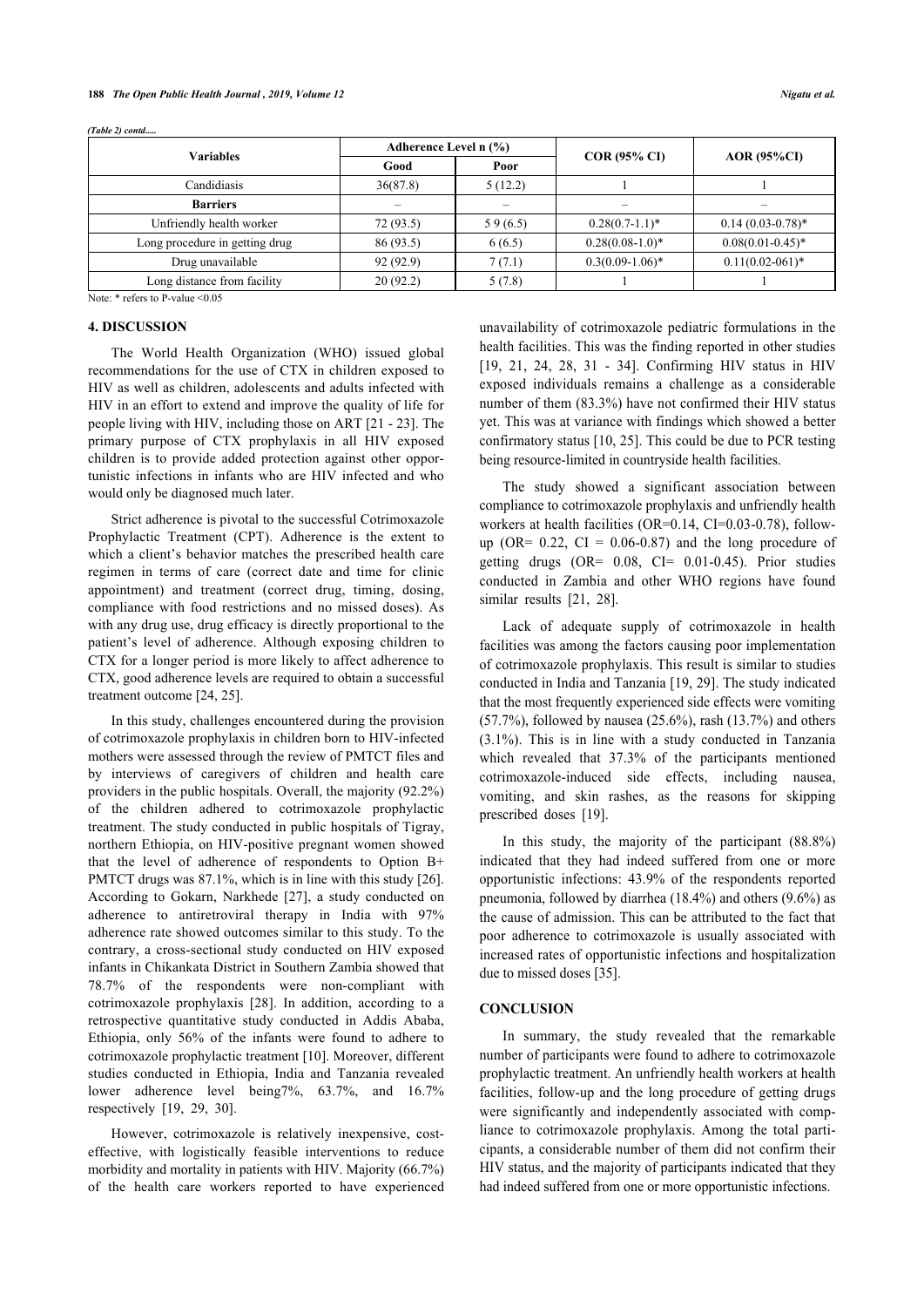*(Table 2) contd.....*

| Variables | Adherence Level n (%) | | COR (95% CI) | AOR (95%CI) |
|---|---|---|---|---|
| | Good | Poor | | |
| Candidiasis | 36(87.8) | 5 (12.2) | 1 | 1 |
| **Barriers** | – | – | – | – |
| Unfriendly health worker | 72 (93.5) | 5 9 (6.5) | 0.28(0.7-1.1)* | 0.14 (0.03-0.78)* |
| Long procedure in getting drug | 86 (93.5) | 6 (6.5) | 0.28(0.08-1.0)* | 0.08(0.01-0.45)* |
| Drug unavailable | 92 (92.9) | 7 (7.1) | 0.3(0.09-1.06)* | 0.11(0.02-061)* |
| Long distance from facility | 20 (92.2) | 5 (7.8) | 1 | 1 |

Note: * refers to P-value <0.05

## 4. DISCUSSION

The World Health Organization (WHO) issued global recommendations for the use of CTX in children exposed to HIV as well as children, adolescents and adults infected with HIV in an effort to extend and improve the quality of life for people living with HIV, including those on ART [21 - 23]. The primary purpose of CTX prophylaxis in all HIV exposed children is to provide added protection against other opportunistic infections in infants who are HIV infected and who would only be diagnosed much later.

Strict adherence is pivotal to the successful Cotrimoxazole Prophylactic Treatment (CPT). Adherence is the extent to which a client's behavior matches the prescribed health care regimen in terms of care (correct date and time for clinic appointment) and treatment (correct drug, timing, dosing, compliance with food restrictions and no missed doses). As with any drug use, drug efficacy is directly proportional to the patient's level of adherence. Although exposing children to CTX for a longer period is more likely to affect adherence to CTX, good adherence levels are required to obtain a successful treatment outcome [24, 25].

In this study, challenges encountered during the provision of cotrimoxazole prophylaxis in children born to HIV-infected mothers were assessed through the review of PMTCT files and by interviews of caregivers of children and health care providers in the public hospitals. Overall, the majority (92.2%) of the children adhered to cotrimoxazole prophylactic treatment. The study conducted in public hospitals of Tigray, northern Ethiopia, on HIV-positive pregnant women showed that the level of adherence of respondents to Option B+ PMTCT drugs was 87.1%, which is in line with this study [26]. According to Gokarn, Narkhede [27], a study conducted on adherence to antiretroviral therapy in India with 97% adherence rate showed outcomes similar to this study. To the contrary, a cross-sectional study conducted on HIV exposed infants in Chikankata District in Southern Zambia showed that 78.7% of the respondents were non-compliant with cotrimoxazole prophylaxis [28]. In addition, according to a retrospective quantitative study conducted in Addis Ababa, Ethiopia, only 56% of the infants were found to adhere to cotrimoxazole prophylactic treatment [10]. Moreover, different studies conducted in Ethiopia, India and Tanzania revealed lower adherence level being7%, 63.7%, and 16.7% respectively [19, 29, 30].

However, cotrimoxazole is relatively inexpensive, cost-effective, with logistically feasible interventions to reduce morbidity and mortality in patients with HIV. Majority (66.7%) of the health care workers reported to have experienced unavailability of cotrimoxazole pediatric formulations in the health facilities. This was the finding reported in other studies [19, 21, 24, 28, 31 - 34]. Confirming HIV status in HIV exposed individuals remains a challenge as a considerable number of them (83.3%) have not confirmed their HIV status yet. This was at variance with findings which showed a better confirmatory status [10, 25]. This could be due to PCR testing being resource-limited in countryside health facilities.

The study showed a significant association between compliance to cotrimoxazole prophylaxis and unfriendly health workers at health facilities (OR=0.14, CI=0.03-0.78), follow-up (OR= 0.22, CI = 0.06-0.87) and the long procedure of getting drugs (OR= 0.08, CI= 0.01-0.45). Prior studies conducted in Zambia and other WHO regions have found similar results [21, 28].

Lack of adequate supply of cotrimoxazole in health facilities was among the factors causing poor implementation of cotrimoxazole prophylaxis. This result is similar to studies conducted in India and Tanzania [19, 29]. The study indicated that the most frequently experienced side effects were vomiting (57.7%), followed by nausea (25.6%), rash (13.7%) and others (3.1%). This is in line with a study conducted in Tanzania which revealed that 37.3% of the participants mentioned cotrimoxazole-induced side effects, including nausea, vomiting, and skin rashes, as the reasons for skipping prescribed doses [19].

In this study, the majority of the participant (88.8%) indicated that they had indeed suffered from one or more opportunistic infections: 43.9% of the respondents reported pneumonia, followed by diarrhea (18.4%) and others (9.6%) as the cause of admission. This can be attributed to the fact that poor adherence to cotrimoxazole is usually associated with increased rates of opportunistic infections and hospitalization due to missed doses [35].

## CONCLUSION

In summary, the study revealed that the remarkable number of participants were found to adhere to cotrimoxazole prophylactic treatment. An unfriendly health workers at health facilities, follow-up and the long procedure of getting drugs were significantly and independently associated with compliance to cotrimoxazole prophylaxis. Among the total participants, a considerable number of them did not confirm their HIV status, and the majority of participants indicated that they had indeed suffered from one or more opportunistic infections.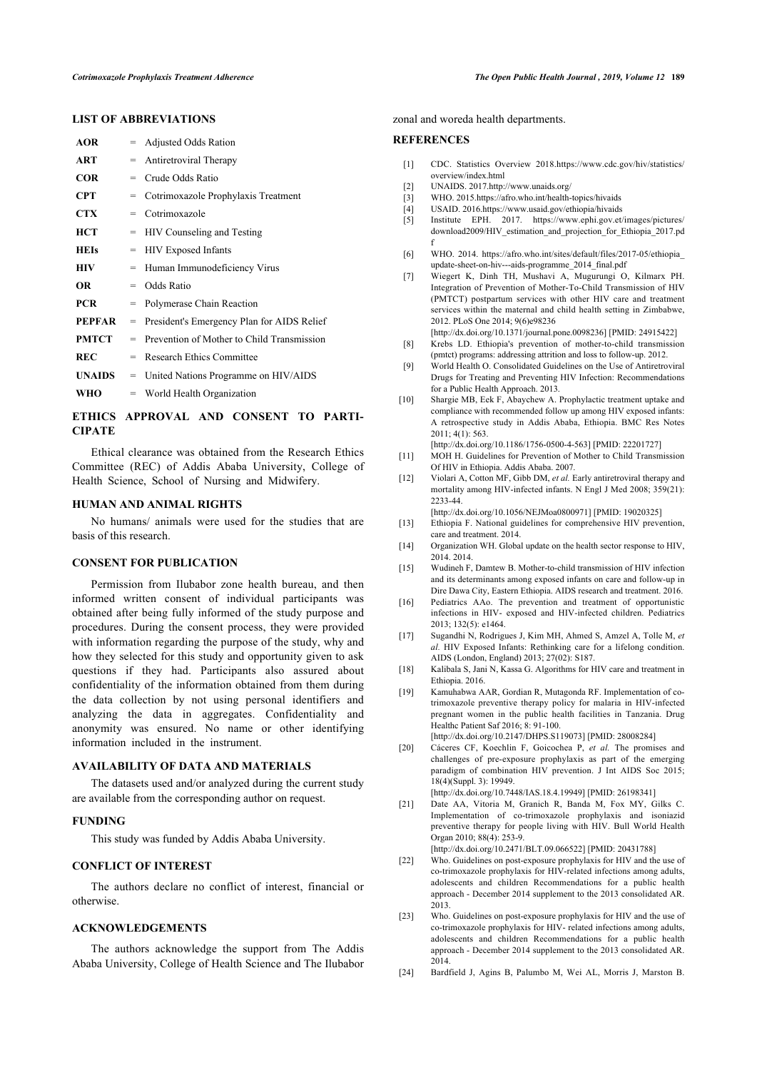## LIST OF ABBREVIATIONS

| | | |
|---|---|---|
| **AOR** | = | Adjusted Odds Ration |
| **ART** | = | Antiretroviral Therapy |
| **COR** | = | Crude Odds Ratio |
| **CPT** | = | Cotrimoxazole Prophylaxis Treatment |
| **CTX** | = | Cotrimoxazole |
| **HCT** | = | HIV Counseling and Testing |
| **HEIs** | = | HIV Exposed Infants |
| **HIV** | = | Human Immunodeficiency Virus |
| **OR** | = | Odds Ratio |
| **PCR** | = | Polymerase Chain Reaction |
| **PEPFAR** | = | President's Emergency Plan for AIDS Relief |
| **PMTCT** | = | Prevention of Mother to Child Transmission |
| **REC** | = | Research Ethics Committee |
| **UNAIDS** | = | United Nations Programme on HIV/AIDS |
| **WHO** | = | World Health Organization |

## ETHICS APPROVAL AND CONSENT TO PARTICIPATE

Ethical clearance was obtained from the Research Ethics Committee (REC) of Addis Ababa University, College of Health Science, School of Nursing and Midwifery.

## HUMAN AND ANIMAL RIGHTS

No humans/ animals were used for the studies that are basis of this research.

## CONSENT FOR PUBLICATION

Permission from Ilubabor zone health bureau, and then informed written consent of individual participants was obtained after being fully informed of the study purpose and procedures. During the consent process, they were provided with information regarding the purpose of the study, why and how they selected for this study and opportunity given to ask questions if they had. Participants also assured about confidentiality of the information obtained from them during the data collection by not using personal identifiers and analyzing the data in aggregates. Confidentiality and anonymity was ensured. No name or other identifying information included in the instrument.

## AVAILABILITY OF DATA AND MATERIALS

The datasets used and/or analyzed during the current study are available from the corresponding author on request.

## FUNDING

This study was funded by Addis Ababa University.

## CONFLICT OF INTEREST

The authors declare no conflict of interest, financial or otherwise.

## ACKNOWLEDGEMENTS

The authors acknowledge the support from The Addis Ababa University, College of Health Science and The Ilubabor zonal and woreda health departments.

## REFERENCES

[1] CDC. Statistics Overview 2018.https://www.cdc.gov/hiv/statistics/overview/index.html

[2] UNAIDS. 2017.http://www.unaids.org/

[3] WHO. 2015.https://afro.who.int/health-topics/hivaids

[4] USAID. 2016.https://www.usaid.gov/ethiopia/hivaids

[5] Institute EPH. 2017. https://www.ephi.gov.et/images/pictures/download2009/HIV_estimation_and_projection_for_Ethiopia_2017.pdf

[6] WHO. 2014. https://afro.who.int/sites/default/files/2017-05/ethiopia_update-sheet-on-hiv---aids-programme_2014_final.pdf

[7] Wiegert K, Dinh TH, Mushavi A, Mugurungi O, Kilmarx PH. Integration of Prevention of Mother-To-Child Transmission of HIV (PMTCT) postpartum services with other HIV care and treatment services within the maternal and child health setting in Zimbabwe, 2012. PLoS One 2014; 9(6)e98236 [http://dx.doi.org/10.1371/journal.pone.0098236] [PMID: 24915422]

[8] Krebs LD. Ethiopia's prevention of mother-to-child transmission (pmtct) programs: addressing attrition and loss to follow-up. 2012.

[9] World Health O. Consolidated Guidelines on the Use of Antiretroviral Drugs for Treating and Preventing HIV Infection: Recommendations for a Public Health Approach. 2013.

[10] Shargie MB, Eek F, Abaychew A. Prophylactic treatment uptake and compliance with recommended follow up among HIV exposed infants: A retrospective study in Addis Ababa, Ethiopia. BMC Res Notes 2011; 4(1): 563. [http://dx.doi.org/10.1186/1756-0500-4-563] [PMID: 22201727]

[11] MOH H. Guidelines for Prevention of Mother to Child Transmission Of HIV in Ethiopia. Addis Ababa. 2007.

[12] Violari A, Cotton MF, Gibb DM, *et al.* Early antiretroviral therapy and mortality among HIV-infected infants. N Engl J Med 2008; 359(21): 2233-44. [http://dx.doi.org/10.1056/NEJMoa0800971] [PMID: 19020325]

[13] Ethiopia F. National guidelines for comprehensive HIV prevention, care and treatment. 2014.

[14] Organization WH. Global update on the health sector response to HIV, 2014. 2014.

[15] Wudineh F, Damtew B. Mother-to-child transmission of HIV infection and its determinants among exposed infants on care and follow-up in Dire Dawa City, Eastern Ethiopia. AIDS research and treatment. 2016.

[16] Pediatrics AAo. The prevention and treatment of opportunistic infections in HIV- exposed and HIV-infected children. Pediatrics 2013; 132(5): e1464.

[17] Sugandhi N, Rodrigues J, Kim MH, Ahmed S, Amzel A, Tolle M, *et al.* HIV Exposed Infants: Rethinking care for a lifelong condition. AIDS (London, England) 2013; 27(02): S187.

[18] Kalibala S, Jani N, Kassa G. Algorithms for HIV care and treatment in Ethiopia. 2016.

[19] Kamuhabwa AAR, Gordian R, Mutagonda RF. Implementation of co-trimoxazole preventive therapy policy for malaria in HIV-infected pregnant women in the public health facilities in Tanzania. Drug Healthc Patient Saf 2016; 8: 91-100. [http://dx.doi.org/10.2147/DHPS.S119073] [PMID: 28008284]

[20] Cáceres CF, Koechlin F, Goicochea P, *et al.* The promises and challenges of pre-exposure prophylaxis as part of the emerging paradigm of combination HIV prevention. J Int AIDS Soc 2015; 18(4)(Suppl. 3): 19949. [http://dx.doi.org/10.7448/IAS.18.4.19949] [PMID: 26198341]

[21] Date AA, Vitoria M, Granich R, Banda M, Fox MY, Gilks C. Implementation of co-trimoxazole prophylaxis and isoniazid preventive therapy for people living with HIV. Bull World Health Organ 2010; 88(4): 253-9. [http://dx.doi.org/10.2471/BLT.09.066522] [PMID: 20431788]

[22] Who. Guidelines on post-exposure prophylaxis for HIV and the use of co-trimoxazole prophylaxis for HIV-related infections among adults, adolescents and children Recommendations for a public health approach - December 2014 supplement to the 2013 consolidated AR. 2013.

[23] Who. Guidelines on post-exposure prophylaxis for HIV and the use of co-trimoxazole prophylaxis for HIV- related infections among adults, adolescents and children Recommendations for a public health approach - December 2014 supplement to the 2013 consolidated AR. 2014.

[24] Bardfield J, Agins B, Palumbo M, Wei AL, Morris J, Marston B.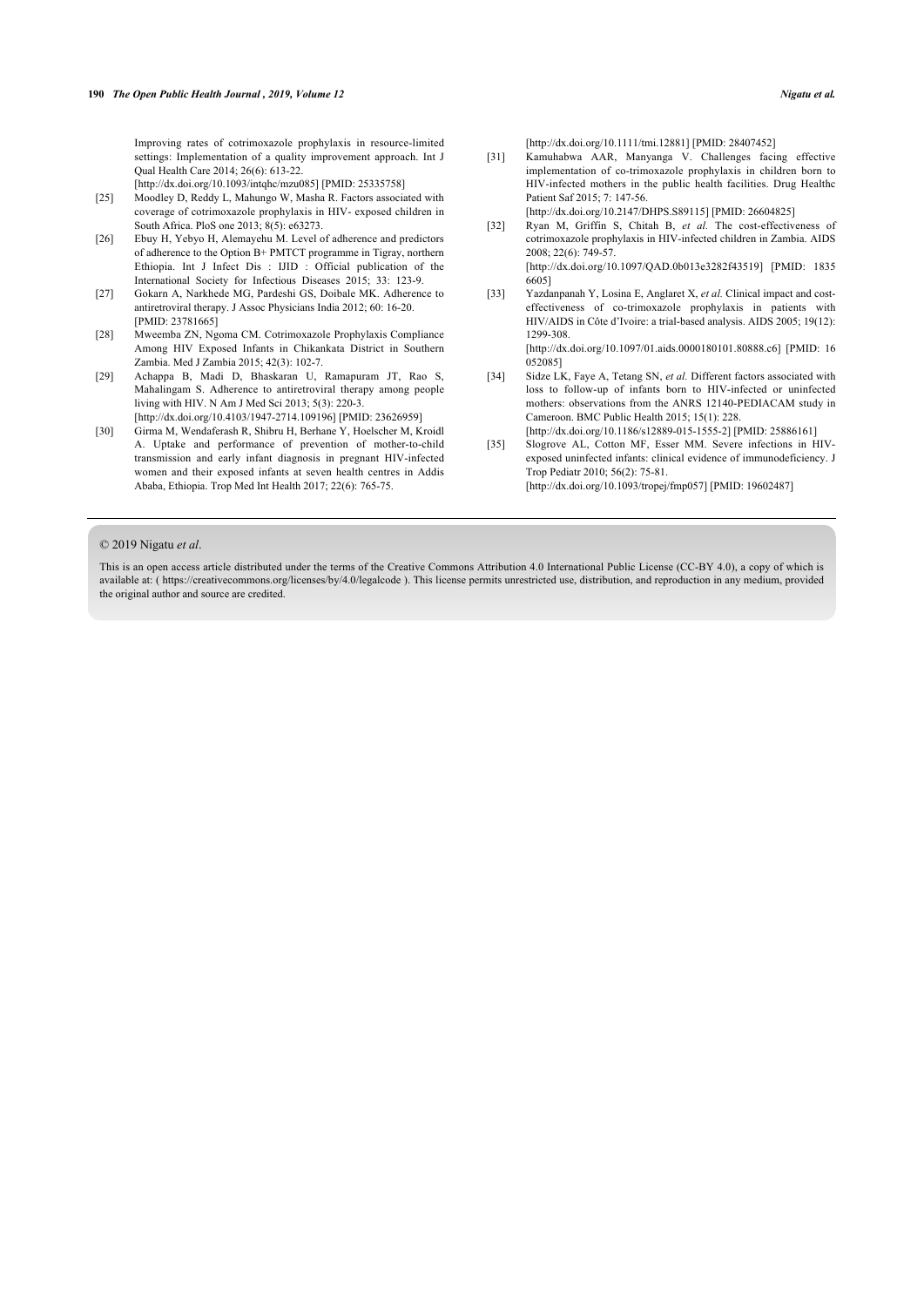Improving rates of cotrimoxazole prophylaxis in resource-limited settings: Implementation of a quality improvement approach. Int J Qual Health Care 2014; 26(6): 613-22.
[http://dx.doi.org/10.1093/intqhc/mzu085] [PMID: 25335758]

[25] Moodley D, Reddy L, Mahungo W, Masha R. Factors associated with coverage of cotrimoxazole prophylaxis in HIV- exposed children in South Africa. PloS one 2013; 8(5): e63273.

[26] Ebuy H, Yebyo H, Alemayehu M. Level of adherence and predictors of adherence to the Option B+ PMTCT programme in Tigray, northern Ethiopia. Int J Infect Dis : IJID : Official publication of the International Society for Infectious Diseases 2015; 33: 123-9.

[27] Gokarn A, Narkhede MG, Pardeshi GS, Doibale MK. Adherence to antiretroviral therapy. J Assoc Physicians India 2012; 60: 16-20. [PMID: 23781665]

[28] Mweemba ZN, Ngoma CM. Cotrimoxazole Prophylaxis Compliance Among HIV Exposed Infants in Chikankata District in Southern Zambia. Med J Zambia 2015; 42(3): 102-7.

[29] Achappa B, Madi D, Bhaskaran U, Ramapuram JT, Rao S, Mahalingam S. Adherence to antiretroviral therapy among people living with HIV. N Am J Med Sci 2013; 5(3): 220-3.
[http://dx.doi.org/10.4103/1947-2714.109196] [PMID: 23626959]

[30] Girma M, Wendaferash R, Shibru H, Berhane Y, Hoelscher M, Kroidl A. Uptake and performance of prevention of mother-to-child transmission and early infant diagnosis in pregnant HIV-infected women and their exposed infants at seven health centres in Addis Ababa, Ethiopia. Trop Med Int Health 2017; 22(6): 765-75.
[http://dx.doi.org/10.1111/tmi.12881] [PMID: 28407452]

[31] Kamuhabwa AAR, Manyanga V. Challenges facing effective implementation of co-trimoxazole prophylaxis in children born to HIV-infected mothers in the public health facilities. Drug Healthc Patient Saf 2015; 7: 147-56.
[http://dx.doi.org/10.2147/DHPS.S89115] [PMID: 26604825]

[32] Ryan M, Griffin S, Chitah B, *et al.* The cost-effectiveness of cotrimoxazole prophylaxis in HIV-infected children in Zambia. AIDS 2008; 22(6): 749-57.
[http://dx.doi.org/10.1097/QAD.0b013e3282f43519] [PMID: 18356605]

[33] Yazdanpanah Y, Losina E, Anglaret X, *et al.* Clinical impact and cost-effectiveness of co-trimoxazole prophylaxis in patients with HIV/AIDS in Côte d'Ivoire: a trial-based analysis. AIDS 2005; 19(12): 1299-308.
[http://dx.doi.org/10.1097/01.aids.0000180101.80888.c6] [PMID: 16052085]

[34] Sidze LK, Faye A, Tetang SN, *et al.* Different factors associated with loss to follow-up of infants born to HIV-infected or uninfected mothers: observations from the ANRS 12140-PEDIACAM study in Cameroon. BMC Public Health 2015; 15(1): 228.
[http://dx.doi.org/10.1186/s12889-015-1555-2] [PMID: 25886161]

[35] Slogrove AL, Cotton MF, Esser MM. Severe infections in HIV-exposed uninfected infants: clinical evidence of immunodeficiency. J Trop Pediatr 2010; 56(2): 75-81.
[http://dx.doi.org/10.1093/tropej/fmp057] [PMID: 19602487]

© 2019 Nigatu *et al*.

This is an open access article distributed under the terms of the Creative Commons Attribution 4.0 International Public License (CC-BY 4.0), a copy of which is available at: ( https://creativecommons.org/licenses/by/4.0/legalcode ). This license permits unrestricted use, distribution, and reproduction in any medium, provided the original author and source are credited.